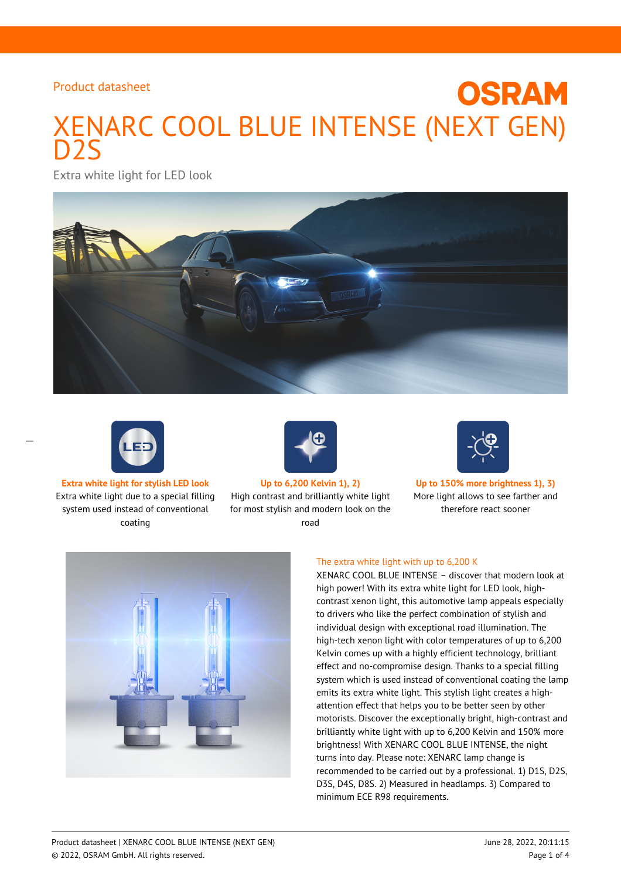Product datasheet

OSRAM

# XENARC COOL BLUE INTENSE (NEXT GEN) D2S

Extra white light for LED look

**Extra white light for stylish LED look**
Extra white light due to a special filling system used instead of conventional coating

**Up to 6,200 Kelvin 1), 2)**
High contrast and brilliantly white light for most stylish and modern look on the road

**Up to 150% more brightness 1), 3)**
More light allows to see farther and therefore react sooner

## The extra white light with up to 6,200 K

XENARC COOL BLUE INTENSE – discover that modern look at high power! With its extra white light for LED look, high-contrast xenon light, this automotive lamp appeals especially to drivers who like the perfect combination of stylish and individual design with exceptional road illumination. The high-tech xenon light with color temperatures of up to 6,200 Kelvin comes up with a highly efficient technology, brilliant effect and no-compromise design. Thanks to a special filling system which is used instead of conventional coating the lamp emits its extra white light. This stylish light creates a high-attention effect that helps you to be better seen by other motorists. Discover the exceptionally bright, high-contrast and brilliantly white light with up to 6,200 Kelvin and 150% more brightness! With XENARC COOL BLUE INTENSE, the night turns into day. Please note: XENARC lamp change is recommended to be carried out by a professional. 1) D1S, D2S, D3S, D4S, D8S. 2) Measured in headlamps. 3) Compared to minimum ECE R98 requirements.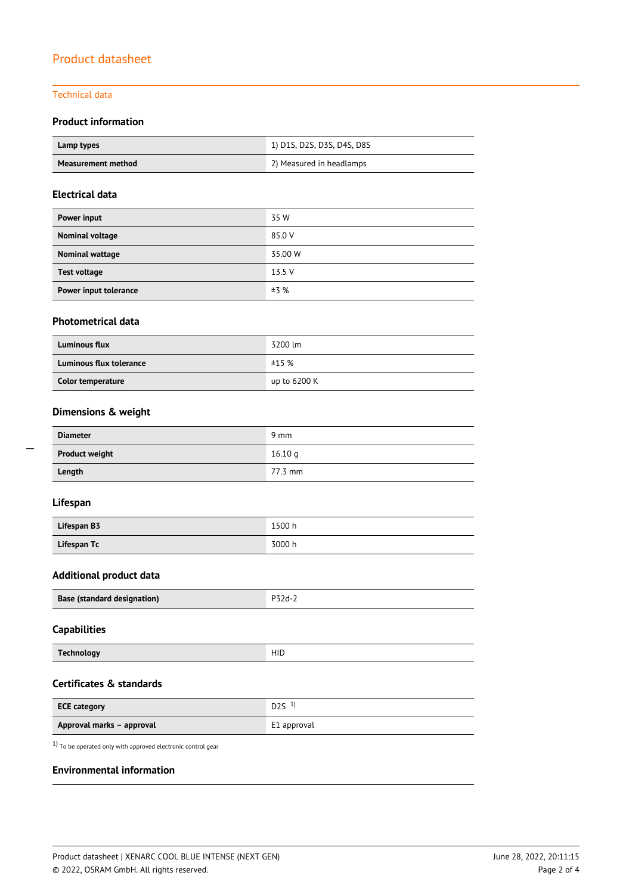# Product datasheet

## Technical data

### Product information

| | |
|---|---|
| **Lamp types** | 1) D1S, D2S, D3S, D4S, D8S |
| **Measurement method** | 2) Measured in headlamps |

### Electrical data

| | |
|---|---|
| **Power input** | 35 W |
| **Nominal voltage** | 85.0 V |
| **Nominal wattage** | 35.00 W |
| **Test voltage** | 13.5 V |
| **Power input tolerance** | ±3 % |

### Photometrical data

| | |
|---|---|
| **Luminous flux** | 3200 lm |
| **Luminous flux tolerance** | ±15 % |
| **Color temperature** | up to 6200 K |

### Dimensions & weight

| | |
|---|---|
| **Diameter** | 9 mm |
| **Product weight** | 16.10 g |
| **Length** | 77.3 mm |

### Lifespan

| | |
|---|---|
| **Lifespan B3** | 1500 h |
| **Lifespan Tc** | 3000 h |

### Additional product data

| | |
|---|---|
| **Base (standard designation)** | P32d-2 |

### Capabilities

| | |
|---|---|
| **Technology** | HID |

### Certificates & standards

| | |
|---|---|
| **ECE category** | D2S [1] |
| **Approval marks – approval** | E1 approval |

[1] To be operated only with approved electronic control gear

### Environmental information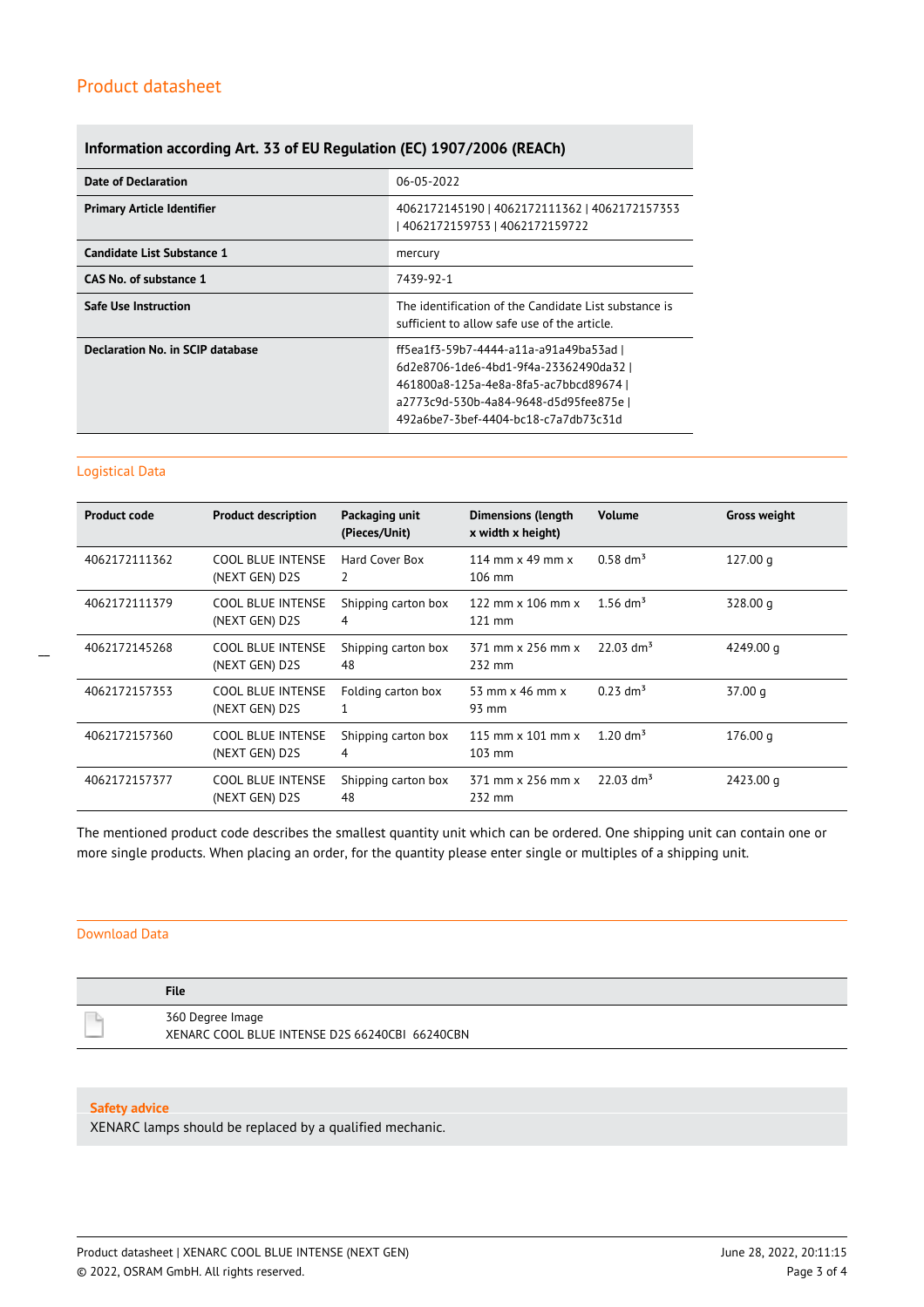## Product datasheet

| Information according Art. 33 of EU Regulation (EC) 1907/2006 (REACh) | |
|---|---|
| **Date of Declaration** | 06-05-2022 |
| **Primary Article Identifier** | 4062172145190 \| 4062172111362 \| 4062172157353 \| 4062172159753 \| 4062172159722 |
| **Candidate List Substance 1** | mercury |
| **CAS No. of substance 1** | 7439-92-1 |
| **Safe Use Instruction** | The identification of the Candidate List substance is sufficient to allow safe use of the article. |
| **Declaration No. in SCIP database** | ff5ea1f3-59b7-4444-a11a-a91a49ba53ad \| 6d2e8706-1de6-4bd1-9f4a-23362490da32 \| 461800a8-125a-4e8a-8fa5-ac7bbcd89674 \| a2773c9d-530b-4a84-9648-d5d95fee875e \| 492a6be7-3bef-4404-bc18-c7a7db73c31d |

## Logistical Data

| Product code | Product description | Packaging unit (Pieces/Unit) | Dimensions (length x width x height) | Volume | Gross weight |
|---|---|---|---|---|---|
| 4062172111362 | COOL BLUE INTENSE (NEXT GEN) D2S | Hard Cover Box 2 | 114 mm x 49 mm x 106 mm | 0.58 $dm^3$ | 127.00 g |
| 4062172111379 | COOL BLUE INTENSE (NEXT GEN) D2S | Shipping carton box 4 | 122 mm x 106 mm x 121 mm | 1.56 $dm^3$ | 328.00 g |
| 4062172145268 | COOL BLUE INTENSE (NEXT GEN) D2S | Shipping carton box 48 | 371 mm x 256 mm x 232 mm | 22.03 $dm^3$ | 4249.00 g |
| 4062172157353 | COOL BLUE INTENSE (NEXT GEN) D2S | Folding carton box 1 | 53 mm x 46 mm x 93 mm | 0.23 $dm^3$ | 37.00 g |
| 4062172157360 | COOL BLUE INTENSE (NEXT GEN) D2S | Shipping carton box 4 | 115 mm x 101 mm x 103 mm | 1.20 $dm^3$ | 176.00 g |
| 4062172157377 | COOL BLUE INTENSE (NEXT GEN) D2S | Shipping carton box 48 | 371 mm x 256 mm x 232 mm | 22.03 $dm^3$ | 2423.00 g |

The mentioned product code describes the smallest quantity unit which can be ordered. One shipping unit can contain one or more single products. When placing an order, for the quantity please enter single or multiples of a shipping unit.

## Download Data

| | File |
|---|---|
| | 360 Degree Image<br>XENARC COOL BLUE INTENSE D2S 66240CBI 66240CBN |

**Safety advice**

XENARC lamps should be replaced by a qualified mechanic.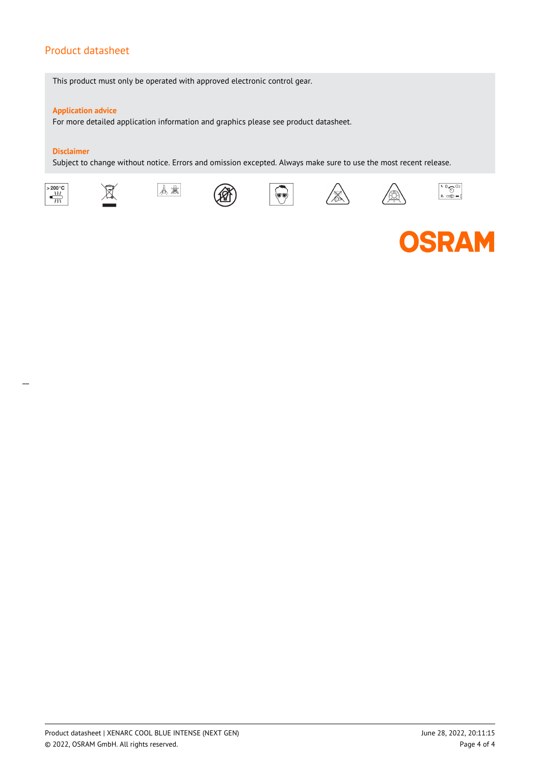## Product datasheet

This product must only be operated with approved electronic control gear.

**Application advice**

For more detailed application information and graphics please see product datasheet.

**Disclaimer**

Subject to change without notice. Errors and omission excepted. Always make sure to use the most recent release.